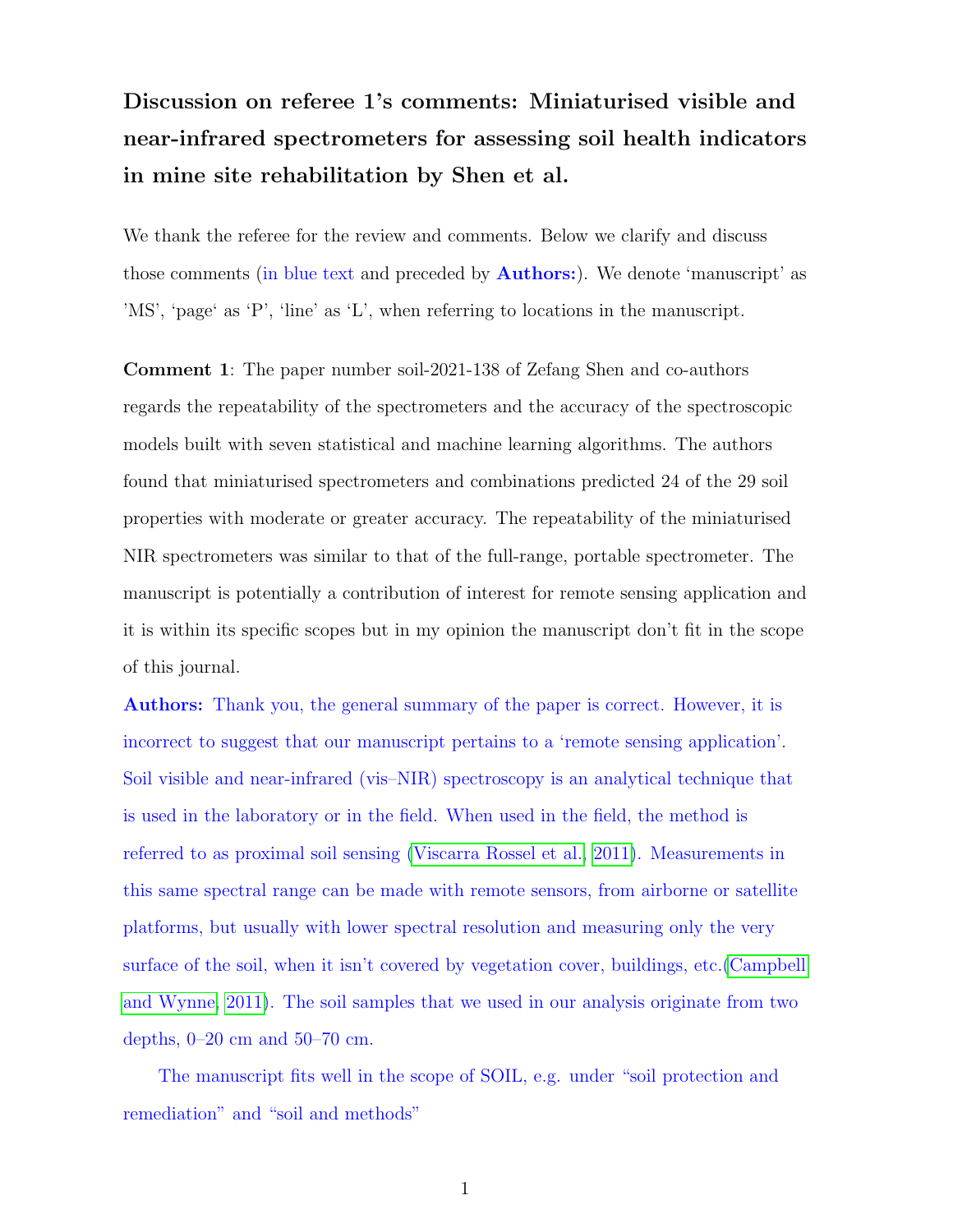# Discussion on referee 1's comments: Miniaturised visible and near-infrared spectrometers for assessing soil health indicators in mine site rehabilitation by Shen et al.

We thank the referee for the review and comments. Below we clarify and discuss those comments (in blue text and preceded by **Authors:**). We denote 'manuscript' as 'MS', 'page' as 'P', 'line' as 'L', when referring to locations in the manuscript.

**Comment 1**: The paper number soil-2021-138 of Zefang Shen and co-authors regards the repeatability of the spectrometers and the accuracy of the spectroscopic models built with seven statistical and machine learning algorithms. The authors found that miniaturised spectrometers and combinations predicted 24 of the 29 soil properties with moderate or greater accuracy. The repeatability of the miniaturised NIR spectrometers was similar to that of the full-range, portable spectrometer. The manuscript is potentially a contribution of interest for remote sensing application and it is within its specific scopes but in my opinion the manuscript don't fit in the scope of this journal.

**Authors:** Thank you, the general summary of the paper is correct. However, it is incorrect to suggest that our manuscript pertains to a 'remote sensing application'. Soil visible and near-infrared (vis–NIR) spectroscopy is an analytical technique that is used in the laboratory or in the field. When used in the field, the method is referred to as proximal soil sensing (Viscarra Rossel et al., 2011). Measurements in this same spectral range can be made with remote sensors, from airborne or satellite platforms, but usually with lower spectral resolution and measuring only the very surface of the soil, when it isn't covered by vegetation cover, buildings, etc.(Campbell and Wynne, 2011). The soil samples that we used in our analysis originate from two depths, 0–20 cm and 50–70 cm.

The manuscript fits well in the scope of SOIL, e.g. under "soil protection and remediation" and "soil and methods"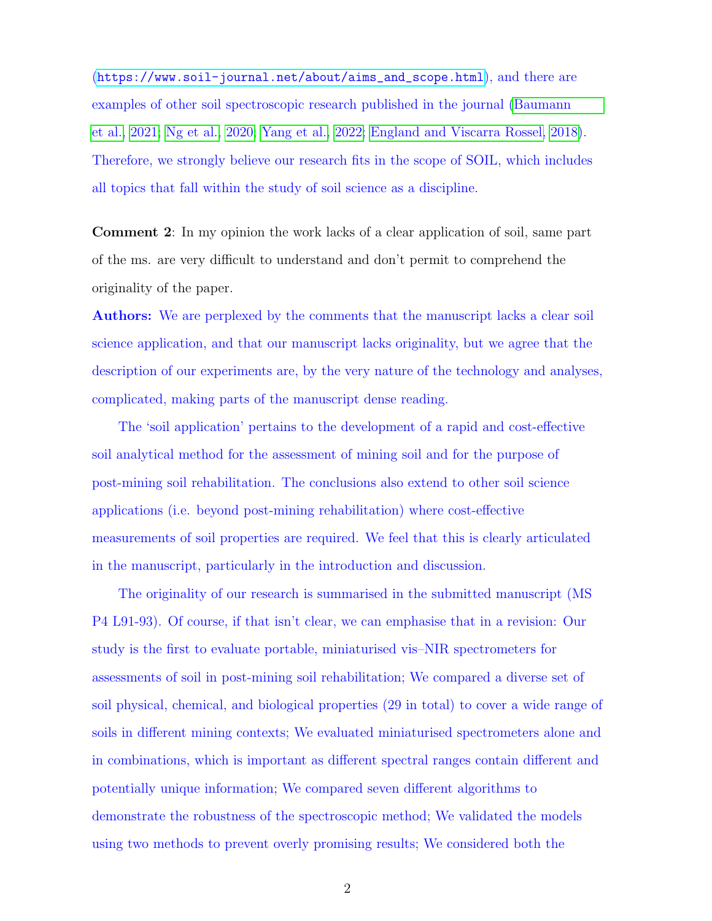(https://www.soil-journal.net/about/aims_and_scope.html), and there are examples of other soil spectroscopic research published in the journal (Baumann et al., 2021; Ng et al., 2020; Yang et al., 2022; England and Viscarra Rossel, 2018). Therefore, we strongly believe our research fits in the scope of SOIL, which includes all topics that fall within the study of soil science as a discipline.

**Comment 2**: In my opinion the work lacks of a clear application of soil, same part of the ms. are very difficult to understand and don't permit to comprehend the originality of the paper.

**Authors:** We are perplexed by the comments that the manuscript lacks a clear soil science application, and that our manuscript lacks originality, but we agree that the description of our experiments are, by the very nature of the technology and analyses, complicated, making parts of the manuscript dense reading.

The 'soil application' pertains to the development of a rapid and cost-effective soil analytical method for the assessment of mining soil and for the purpose of post-mining soil rehabilitation. The conclusions also extend to other soil science applications (i.e. beyond post-mining rehabilitation) where cost-effective measurements of soil properties are required. We feel that this is clearly articulated in the manuscript, particularly in the introduction and discussion.

The originality of our research is summarised in the submitted manuscript (MS P4 L91-93). Of course, if that isn't clear, we can emphasise that in a revision: Our study is the first to evaluate portable, miniaturised vis–NIR spectrometers for assessments of soil in post-mining soil rehabilitation; We compared a diverse set of soil physical, chemical, and biological properties (29 in total) to cover a wide range of soils in different mining contexts; We evaluated miniaturised spectrometers alone and in combinations, which is important as different spectral ranges contain different and potentially unique information; We compared seven different algorithms to demonstrate the robustness of the spectroscopic method; We validated the models using two methods to prevent overly promising results; We considered both the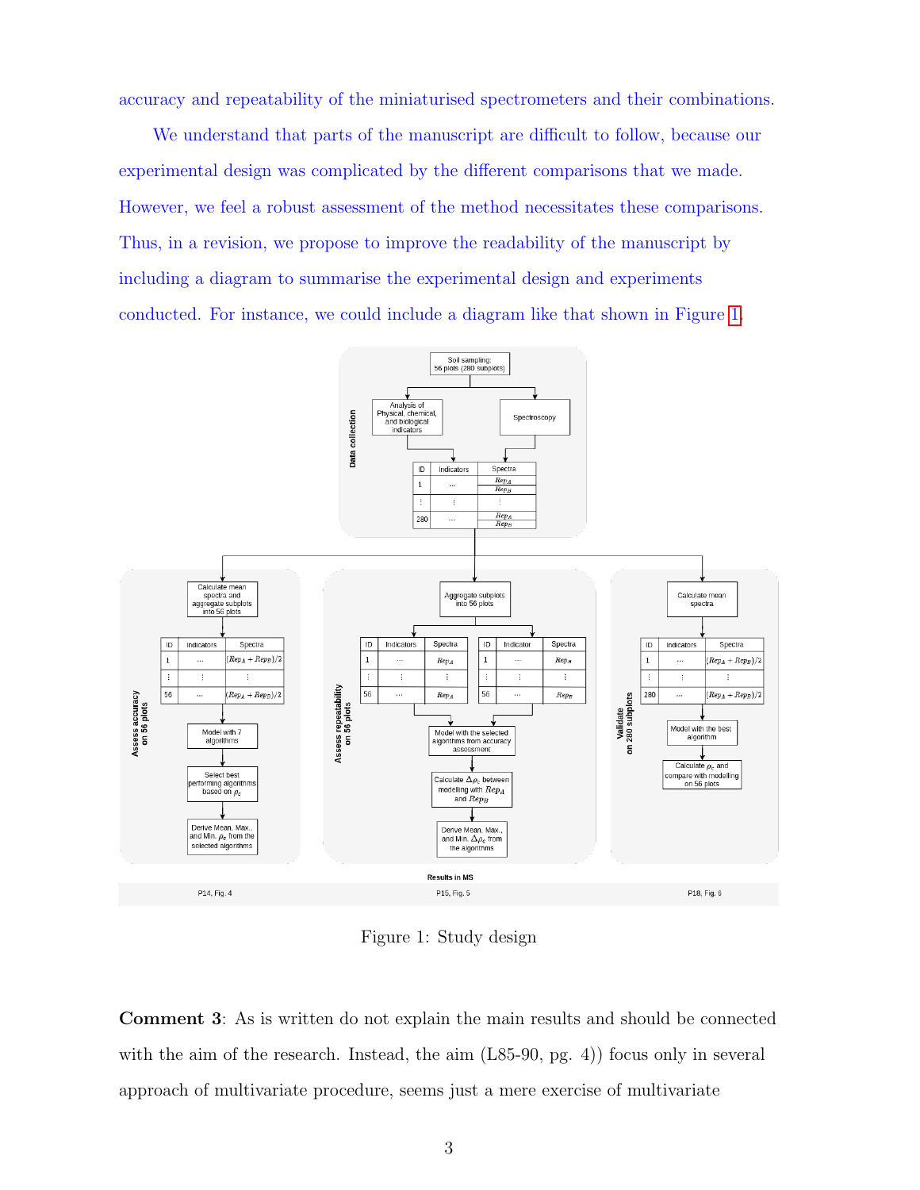accuracy and repeatability of the miniaturised spectrometers and their combinations.

We understand that parts of the manuscript are difficult to follow, because our experimental design was complicated by the different comparisons that we made. However, we feel a robust assessment of the method necessitates these comparisons. Thus, in a revision, we propose to improve the readability of the manuscript by including a diagram to summarise the experimental design and experiments conducted. For instance, we could include a diagram like that shown in Figure 1.

Figure 1: Study design

**Comment 3**: As is written do not explain the main results and should be connected with the aim of the research. Instead, the aim (L85-90, pg. 4)) focus only in several approach of multivariate procedure, seems just a mere exercise of multivariate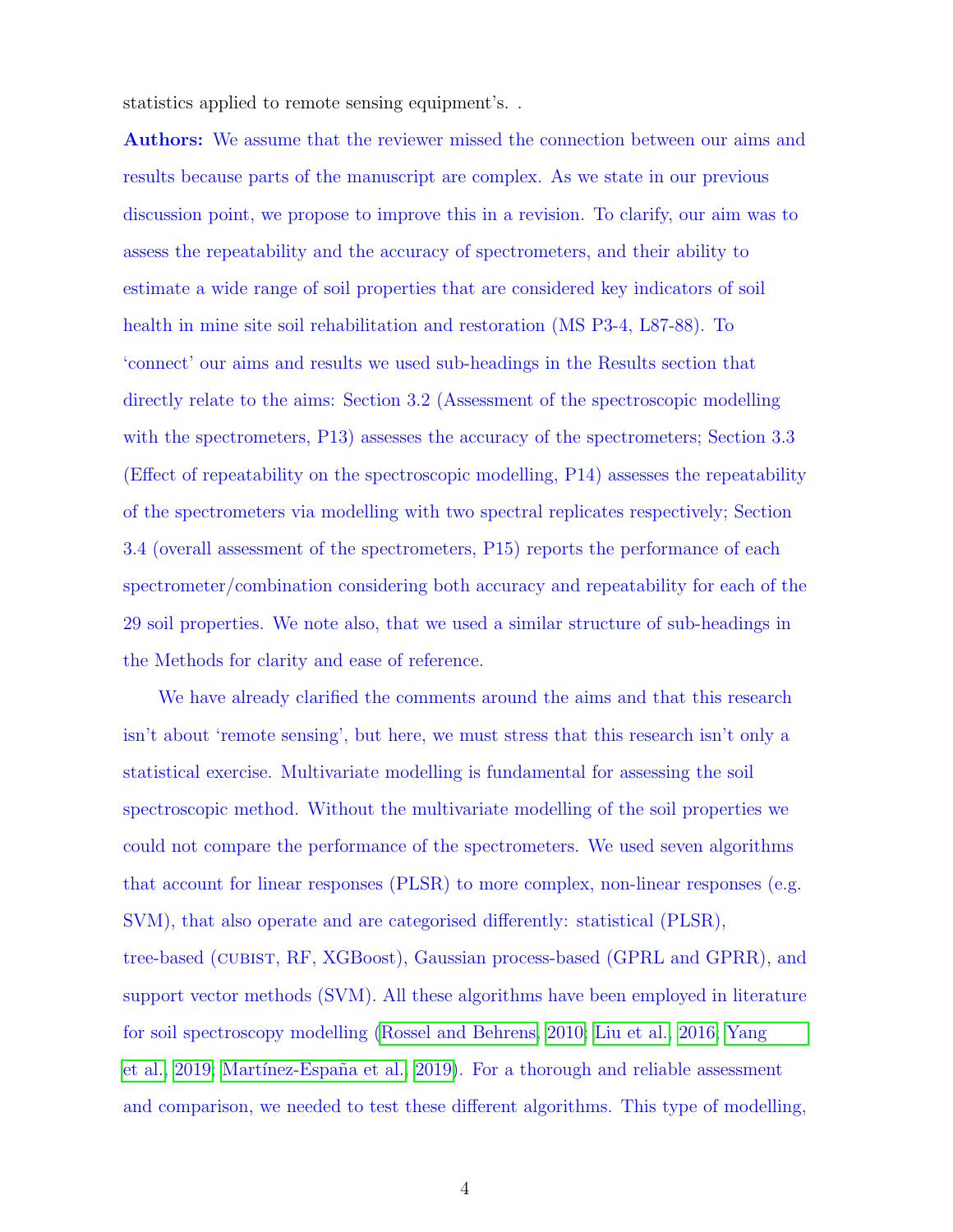statistics applied to remote sensing equipment's. .

**Authors:** We assume that the reviewer missed the connection between our aims and results because parts of the manuscript are complex. As we state in our previous discussion point, we propose to improve this in a revision. To clarify, our aim was to assess the repeatability and the accuracy of spectrometers, and their ability to estimate a wide range of soil properties that are considered key indicators of soil health in mine site soil rehabilitation and restoration (MS P3-4, L87-88). To 'connect' our aims and results we used sub-headings in the Results section that directly relate to the aims: Section 3.2 (Assessment of the spectroscopic modelling with the spectrometers, P13) assesses the accuracy of the spectrometers; Section 3.3 (Effect of repeatability on the spectroscopic modelling, P14) assesses the repeatability of the spectrometers via modelling with two spectral replicates respectively; Section 3.4 (overall assessment of the spectrometers, P15) reports the performance of each spectrometer/combination considering both accuracy and repeatability for each of the 29 soil properties. We note also, that we used a similar structure of sub-headings in the Methods for clarity and ease of reference.

We have already clarified the comments around the aims and that this research isn't about 'remote sensing', but here, we must stress that this research isn't only a statistical exercise. Multivariate modelling is fundamental for assessing the soil spectroscopic method. Without the multivariate modelling of the soil properties we could not compare the performance of the spectrometers. We used seven algorithms that account for linear responses (PLSR) to more complex, non-linear responses (e.g. SVM), that also operate and are categorised differently: statistical (PLSR), tree-based (CUBIST, RF, XGBoost), Gaussian process-based (GPRL and GPRR), and support vector methods (SVM). All these algorithms have been employed in literature for soil spectroscopy modelling (Rossel and Behrens, 2010; Liu et al., 2016; Yang et al., 2019; Martínez-España et al., 2019). For a thorough and reliable assessment and comparison, we needed to test these different algorithms. This type of modelling,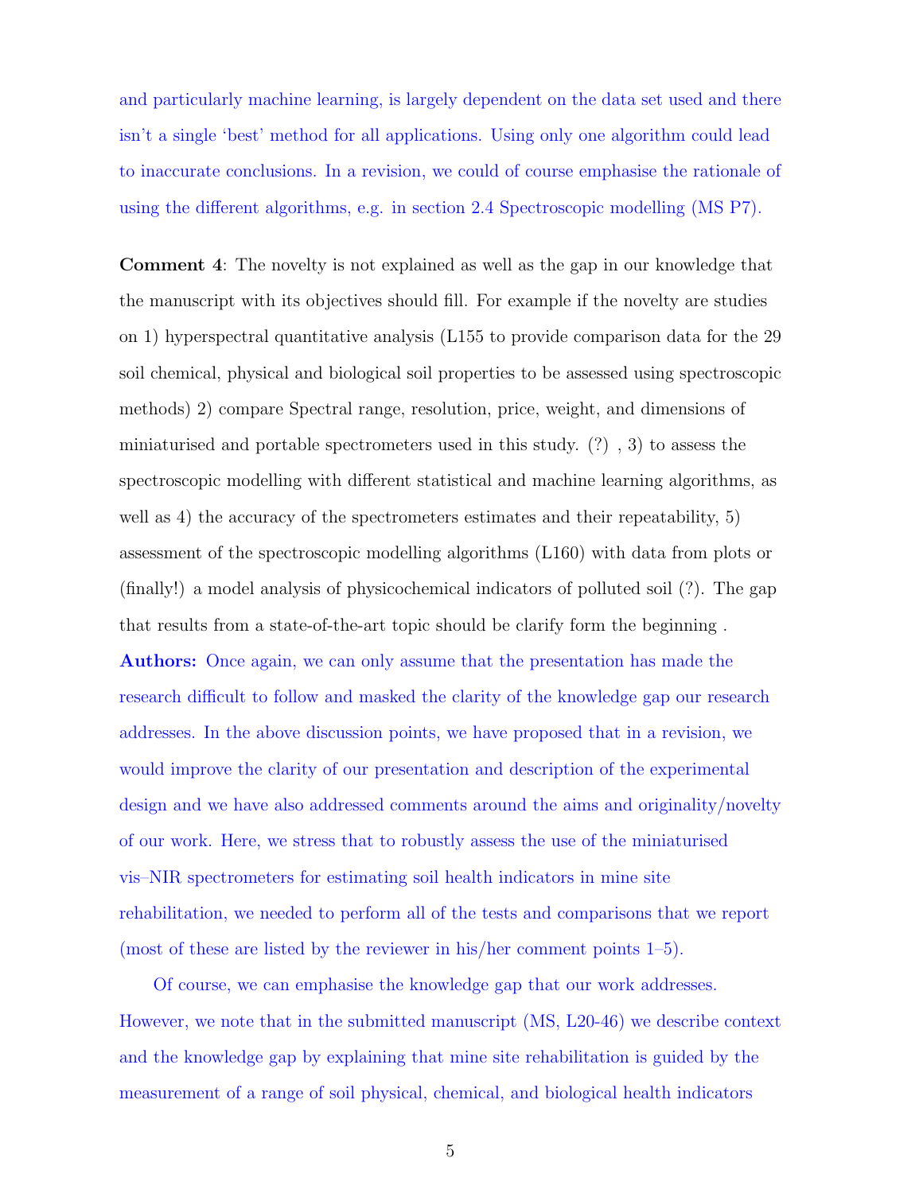and particularly machine learning, is largely dependent on the data set used and there isn't a single 'best' method for all applications. Using only one algorithm could lead to inaccurate conclusions. In a revision, we could of course emphasise the rationale of using the different algorithms, e.g. in section 2.4 Spectroscopic modelling (MS P7).

**Comment 4**: The novelty is not explained as well as the gap in our knowledge that the manuscript with its objectives should fill. For example if the novelty are studies on 1) hyperspectral quantitative analysis (L155 to provide comparison data for the 29 soil chemical, physical and biological soil properties to be assessed using spectroscopic methods) 2) compare Spectral range, resolution, price, weight, and dimensions of miniaturised and portable spectrometers used in this study. (?) , 3) to assess the spectroscopic modelling with different statistical and machine learning algorithms, as well as 4) the accuracy of the spectrometers estimates and their repeatability, 5) assessment of the spectroscopic modelling algorithms (L160) with data from plots or (finally!) a model analysis of physicochemical indicators of polluted soil (?). The gap that results from a state-of-the-art topic should be clarify form the beginning .

**Authors:** Once again, we can only assume that the presentation has made the research difficult to follow and masked the clarity of the knowledge gap our research addresses. In the above discussion points, we have proposed that in a revision, we would improve the clarity of our presentation and description of the experimental design and we have also addressed comments around the aims and originality/novelty of our work. Here, we stress that to robustly assess the use of the miniaturised vis–NIR spectrometers for estimating soil health indicators in mine site rehabilitation, we needed to perform all of the tests and comparisons that we report (most of these are listed by the reviewer in his/her comment points 1–5).

Of course, we can emphasise the knowledge gap that our work addresses. However, we note that in the submitted manuscript (MS, L20-46) we describe context and the knowledge gap by explaining that mine site rehabilitation is guided by the measurement of a range of soil physical, chemical, and biological health indicators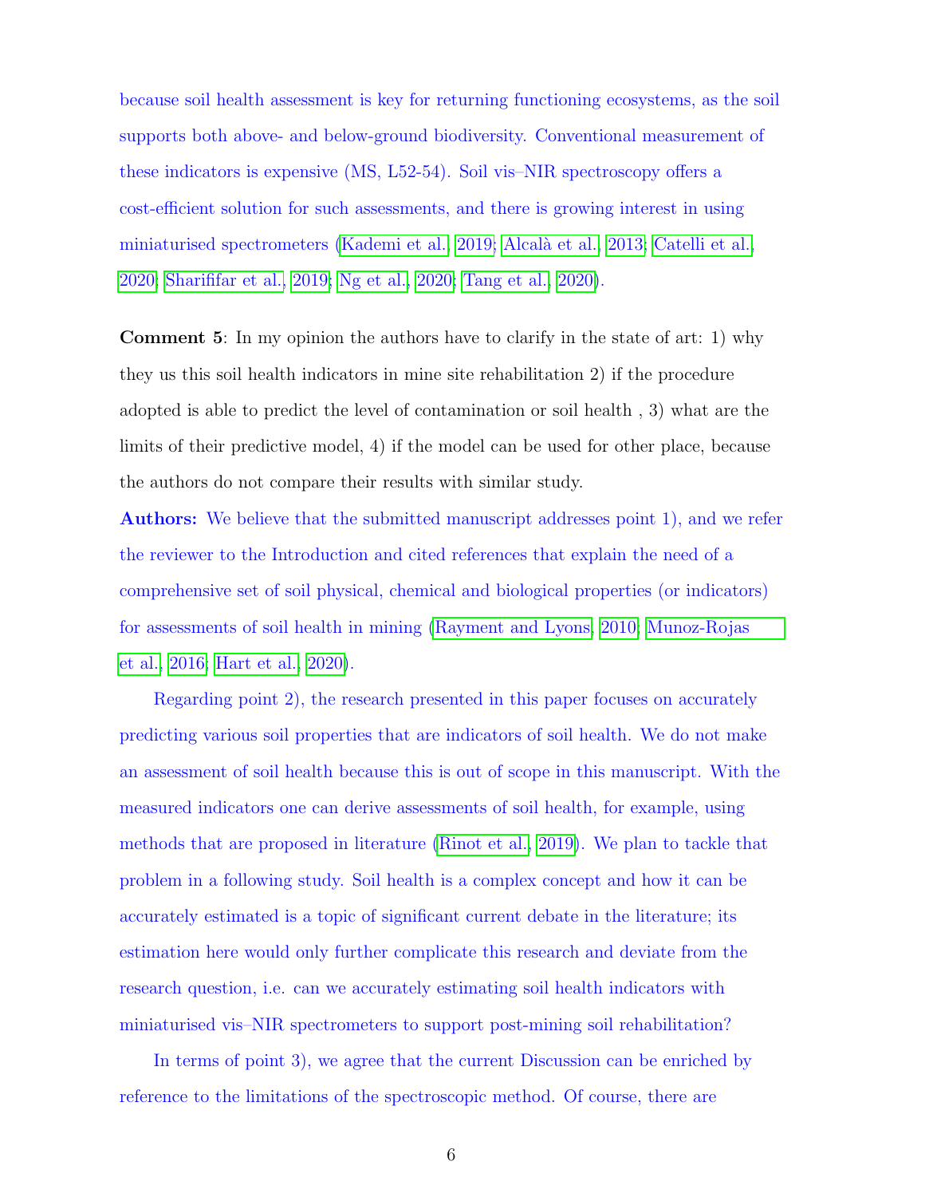because soil health assessment is key for returning functioning ecosystems, as the soil supports both above- and below-ground biodiversity. Conventional measurement of these indicators is expensive (MS, L52-54). Soil vis–NIR spectroscopy offers a cost-efficient solution for such assessments, and there is growing interest in using miniaturised spectrometers (Kademi et al., 2019; Alcalà et al., 2013; Catelli et al., 2020; Sharififar et al., 2019; Ng et al., 2020; Tang et al., 2020).

**Comment 5**: In my opinion the authors have to clarify in the state of art: 1) why they us this soil health indicators in mine site rehabilitation 2) if the procedure adopted is able to predict the level of contamination or soil health , 3) what are the limits of their predictive model, 4) if the model can be used for other place, because the authors do not compare their results with similar study.

**Authors:** We believe that the submitted manuscript addresses point 1), and we refer the reviewer to the Introduction and cited references that explain the need of a comprehensive set of soil physical, chemical and biological properties (or indicators) for assessments of soil health in mining (Rayment and Lyons, 2010; Munoz-Rojas et al., 2016; Hart et al., 2020).

Regarding point 2), the research presented in this paper focuses on accurately predicting various soil properties that are indicators of soil health. We do not make an assessment of soil health because this is out of scope in this manuscript. With the measured indicators one can derive assessments of soil health, for example, using methods that are proposed in literature (Rinot et al., 2019). We plan to tackle that problem in a following study. Soil health is a complex concept and how it can be accurately estimated is a topic of significant current debate in the literature; its estimation here would only further complicate this research and deviate from the research question, i.e. can we accurately estimating soil health indicators with miniaturised vis–NIR spectrometers to support post-mining soil rehabilitation?

In terms of point 3), we agree that the current Discussion can be enriched by reference to the limitations of the spectroscopic method. Of course, there are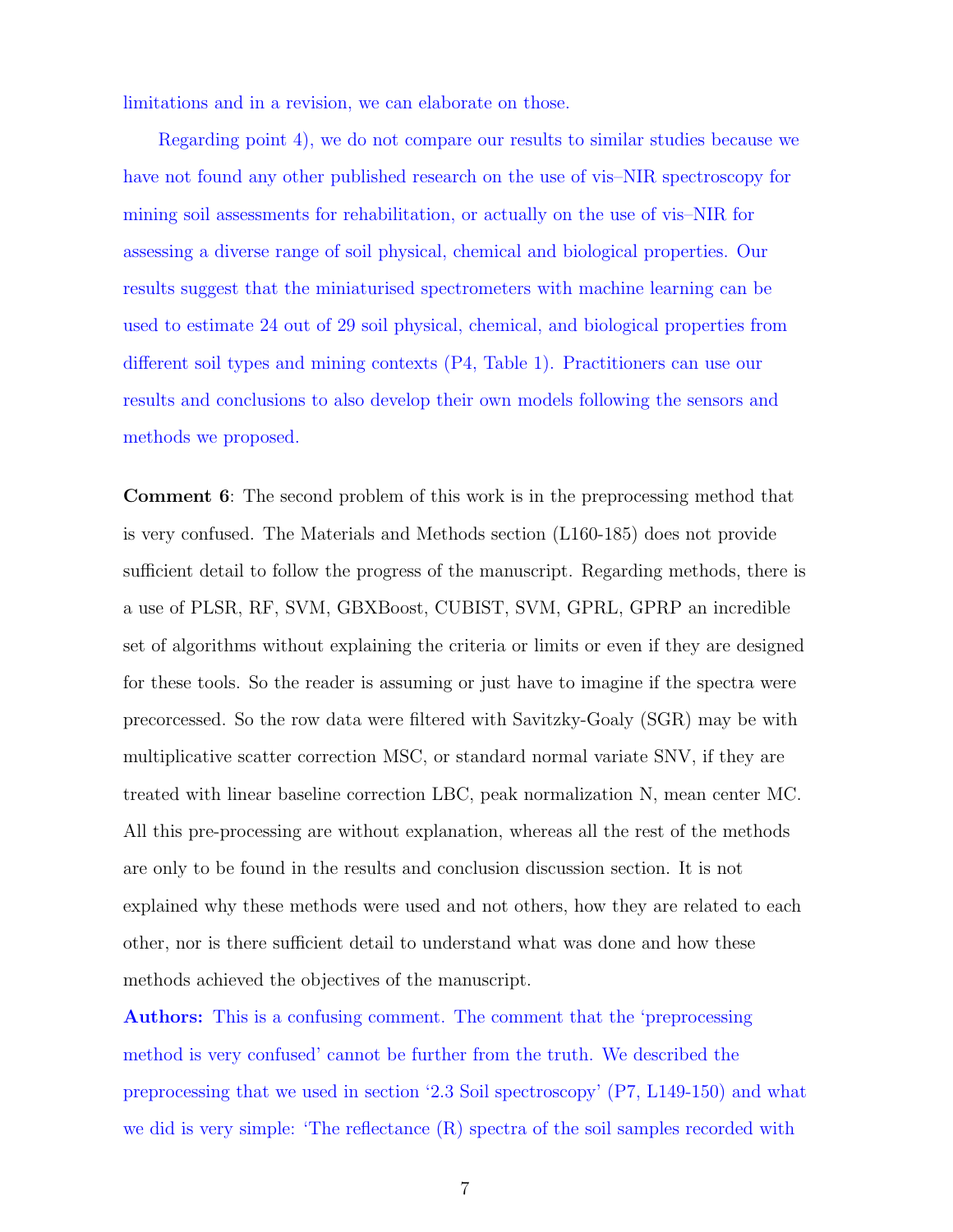limitations and in a revision, we can elaborate on those.

Regarding point 4), we do not compare our results to similar studies because we have not found any other published research on the use of vis–NIR spectroscopy for mining soil assessments for rehabilitation, or actually on the use of vis–NIR for assessing a diverse range of soil physical, chemical and biological properties. Our results suggest that the miniaturised spectrometers with machine learning can be used to estimate 24 out of 29 soil physical, chemical, and biological properties from different soil types and mining contexts (P4, Table 1). Practitioners can use our results and conclusions to also develop their own models following the sensors and methods we proposed.

**Comment 6**: The second problem of this work is in the preprocessing method that is very confused. The Materials and Methods section (L160-185) does not provide sufficient detail to follow the progress of the manuscript. Regarding methods, there is a use of PLSR, RF, SVM, GBXBoost, CUBIST, SVM, GPRL, GPRP an incredible set of algorithms without explaining the criteria or limits or even if they are designed for these tools. So the reader is assuming or just have to imagine if the spectra were precorcessed. So the row data were filtered with Savitzky-Goaly (SGR) may be with multiplicative scatter correction MSC, or standard normal variate SNV, if they are treated with linear baseline correction LBC, peak normalization N, mean center MC. All this pre-processing are without explanation, whereas all the rest of the methods are only to be found in the results and conclusion discussion section. It is not explained why these methods were used and not others, how they are related to each other, nor is there sufficient detail to understand what was done and how these methods achieved the objectives of the manuscript.

**Authors:** This is a confusing comment. The comment that the 'preprocessing method is very confused' cannot be further from the truth. We described the preprocessing that we used in section '2.3 Soil spectroscopy' (P7, L149-150) and what we did is very simple: 'The reflectance (R) spectra of the soil samples recorded with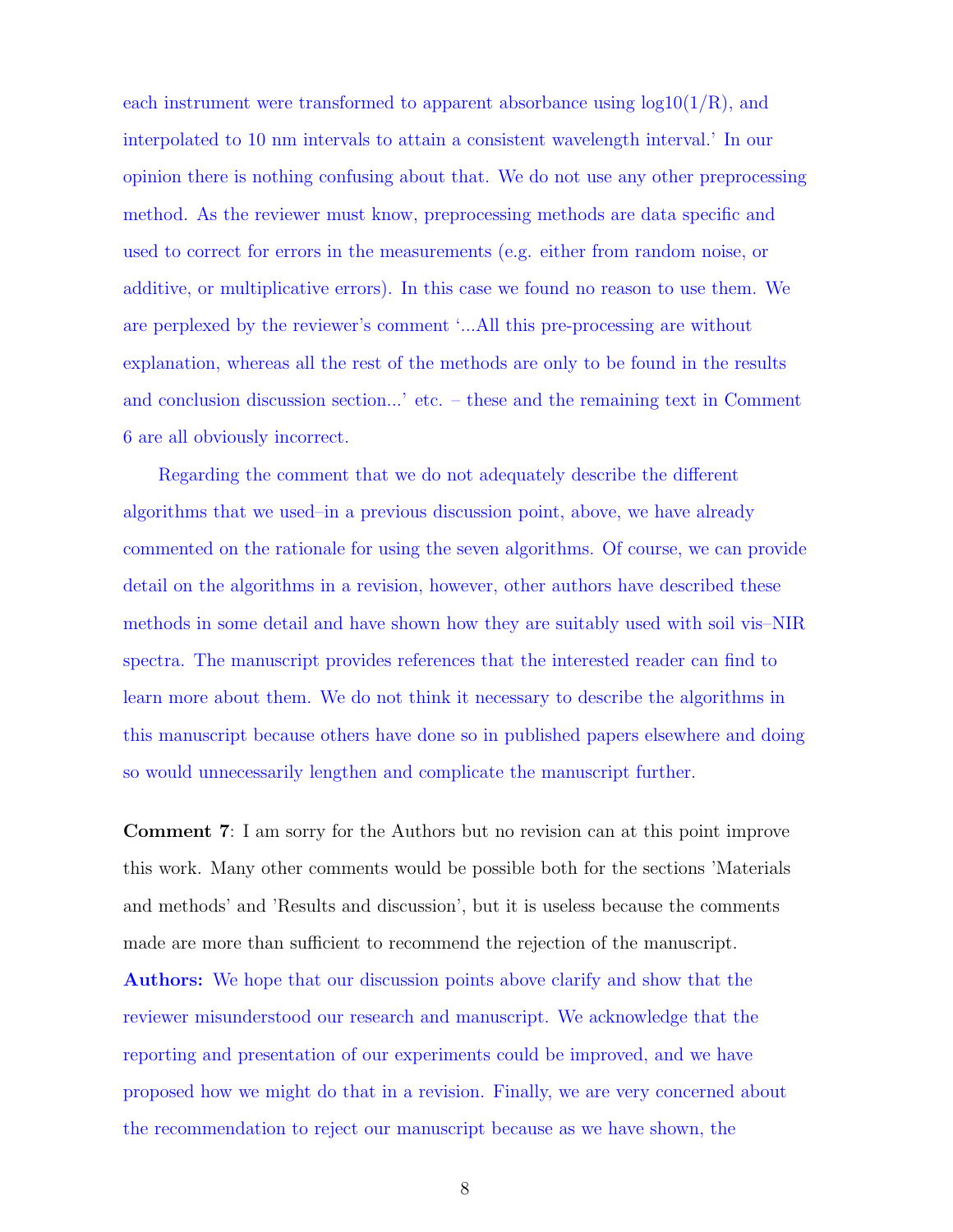each instrument were transformed to apparent absorbance using log10(1/R), and interpolated to 10 nm intervals to attain a consistent wavelength interval.' In our opinion there is nothing confusing about that. We do not use any other preprocessing method. As the reviewer must know, preprocessing methods are data specific and used to correct for errors in the measurements (e.g. either from random noise, or additive, or multiplicative errors). In this case we found no reason to use them. We are perplexed by the reviewer's comment '...All this pre-processing are without explanation, whereas all the rest of the methods are only to be found in the results and conclusion discussion section...' etc. – these and the remaining text in Comment 6 are all obviously incorrect.

Regarding the comment that we do not adequately describe the different algorithms that we used–in a previous discussion point, above, we have already commented on the rationale for using the seven algorithms. Of course, we can provide detail on the algorithms in a revision, however, other authors have described these methods in some detail and have shown how they are suitably used with soil vis–NIR spectra. The manuscript provides references that the interested reader can find to learn more about them. We do not think it necessary to describe the algorithms in this manuscript because others have done so in published papers elsewhere and doing so would unnecessarily lengthen and complicate the manuscript further.

**Comment 7**: I am sorry for the Authors but no revision can at this point improve this work. Many other comments would be possible both for the sections 'Materials and methods' and 'Results and discussion', but it is useless because the comments made are more than sufficient to recommend the rejection of the manuscript.

**Authors:** We hope that our discussion points above clarify and show that the reviewer misunderstood our research and manuscript. We acknowledge that the reporting and presentation of our experiments could be improved, and we have proposed how we might do that in a revision. Finally, we are very concerned about the recommendation to reject our manuscript because as we have shown, the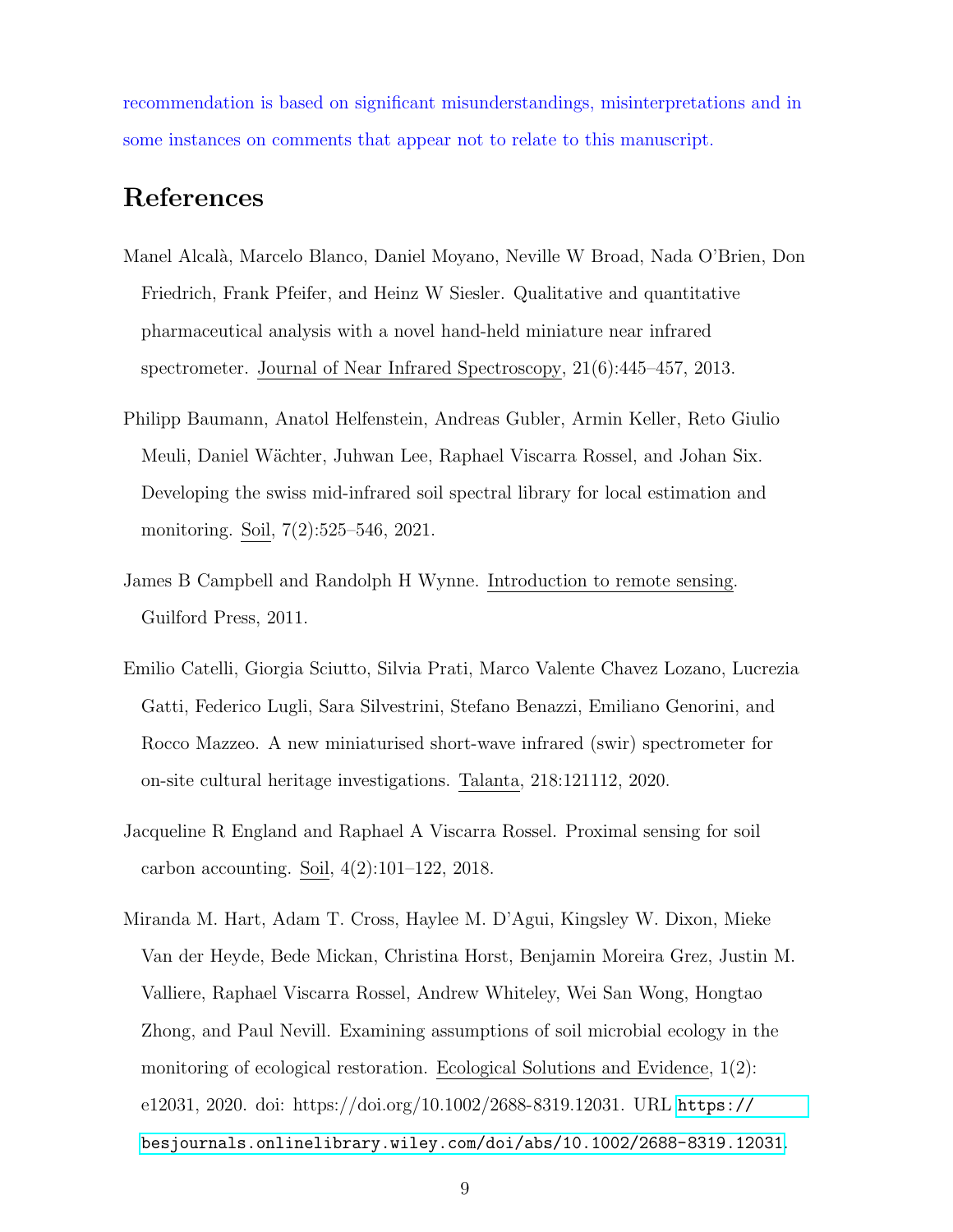recommendation is based on significant misunderstandings, misinterpretations and in some instances on comments that appear not to relate to this manuscript.

## References

Manel Alcalà, Marcelo Blanco, Daniel Moyano, Neville W Broad, Nada O'Brien, Don Friedrich, Frank Pfeifer, and Heinz W Siesler. Qualitative and quantitative pharmaceutical analysis with a novel hand-held miniature near infrared spectrometer. Journal of Near Infrared Spectroscopy, 21(6):445–457, 2013.

Philipp Baumann, Anatol Helfenstein, Andreas Gubler, Armin Keller, Reto Giulio Meuli, Daniel Wächter, Juhwan Lee, Raphael Viscarra Rossel, and Johan Six. Developing the swiss mid-infrared soil spectral library for local estimation and monitoring. Soil, 7(2):525–546, 2021.

James B Campbell and Randolph H Wynne. Introduction to remote sensing. Guilford Press, 2011.

Emilio Catelli, Giorgia Sciutto, Silvia Prati, Marco Valente Chavez Lozano, Lucrezia Gatti, Federico Lugli, Sara Silvestrini, Stefano Benazzi, Emiliano Genorini, and Rocco Mazzeo. A new miniaturised short-wave infrared (swir) spectrometer for on-site cultural heritage investigations. Talanta, 218:121112, 2020.

Jacqueline R England and Raphael A Viscarra Rossel. Proximal sensing for soil carbon accounting. Soil, 4(2):101–122, 2018.

Miranda M. Hart, Adam T. Cross, Haylee M. D'Agui, Kingsley W. Dixon, Mieke Van der Heyde, Bede Mickan, Christina Horst, Benjamin Moreira Grez, Justin M. Valliere, Raphael Viscarra Rossel, Andrew Whiteley, Wei San Wong, Hongtao Zhong, and Paul Nevill. Examining assumptions of soil microbial ecology in the monitoring of ecological restoration. Ecological Solutions and Evidence, 1(2): e12031, 2020. doi: https://doi.org/10.1002/2688-8319.12031. URL https://besjournals.onlinelibrary.wiley.com/doi/abs/10.1002/2688-8319.12031.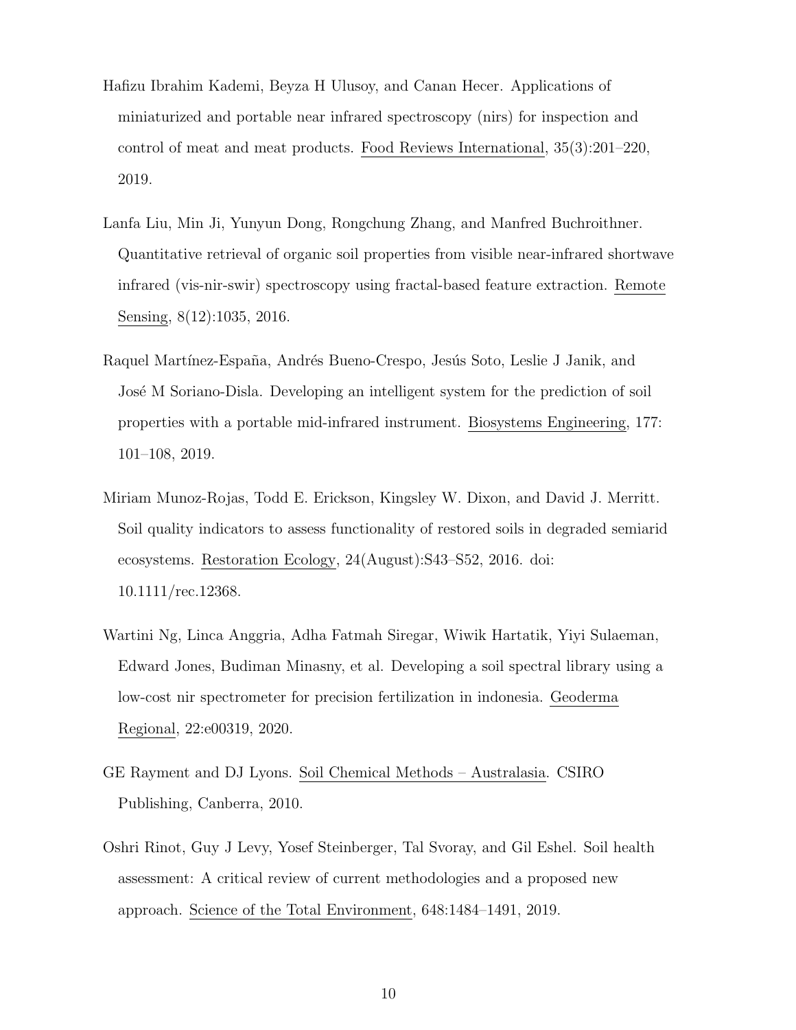Hafizu Ibrahim Kademi, Beyza H Ulusoy, and Canan Hecer. Applications of miniaturized and portable near infrared spectroscopy (nirs) for inspection and control of meat and meat products. Food Reviews International, 35(3):201–220, 2019.

Lanfa Liu, Min Ji, Yunyun Dong, Rongchung Zhang, and Manfred Buchroithner. Quantitative retrieval of organic soil properties from visible near-infrared shortwave infrared (vis-nir-swir) spectroscopy using fractal-based feature extraction. Remote Sensing, 8(12):1035, 2016.

Raquel Martínez-España, Andrés Bueno-Crespo, Jesús Soto, Leslie J Janik, and José M Soriano-Disla. Developing an intelligent system for the prediction of soil properties with a portable mid-infrared instrument. Biosystems Engineering, 177: 101–108, 2019.

Miriam Munoz-Rojas, Todd E. Erickson, Kingsley W. Dixon, and David J. Merritt. Soil quality indicators to assess functionality of restored soils in degraded semiarid ecosystems. Restoration Ecology, 24(August):S43–S52, 2016. doi: 10.1111/rec.12368.

Wartini Ng, Linca Anggria, Adha Fatmah Siregar, Wiwik Hartatik, Yiyi Sulaeman, Edward Jones, Budiman Minasny, et al. Developing a soil spectral library using a low-cost nir spectrometer for precision fertilization in indonesia. Geoderma Regional, 22:e00319, 2020.

GE Rayment and DJ Lyons. Soil Chemical Methods – Australasia. CSIRO Publishing, Canberra, 2010.

Oshri Rinot, Guy J Levy, Yosef Steinberger, Tal Svoray, and Gil Eshel. Soil health assessment: A critical review of current methodologies and a proposed new approach. Science of the Total Environment, 648:1484–1491, 2019.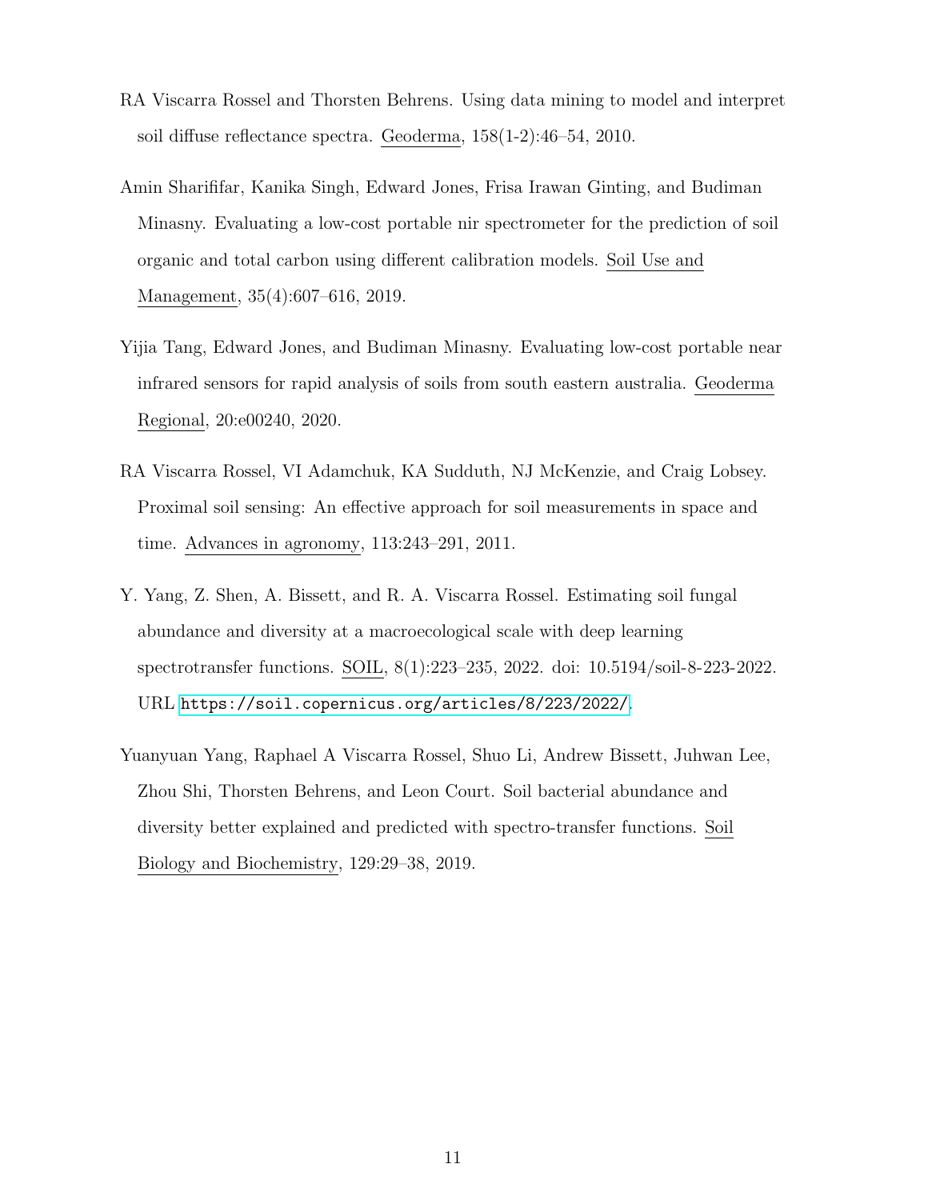RA Viscarra Rossel and Thorsten Behrens. Using data mining to model and interpret soil diffuse reflectance spectra. Geoderma, 158(1-2):46–54, 2010.

Amin Sharififar, Kanika Singh, Edward Jones, Frisa Irawan Ginting, and Budiman Minasny. Evaluating a low-cost portable nir spectrometer for the prediction of soil organic and total carbon using different calibration models. Soil Use and Management, 35(4):607–616, 2019.

Yijia Tang, Edward Jones, and Budiman Minasny. Evaluating low-cost portable near infrared sensors for rapid analysis of soils from south eastern australia. Geoderma Regional, 20:e00240, 2020.

RA Viscarra Rossel, VI Adamchuk, KA Sudduth, NJ McKenzie, and Craig Lobsey. Proximal soil sensing: An effective approach for soil measurements in space and time. Advances in agronomy, 113:243–291, 2011.

Y. Yang, Z. Shen, A. Bissett, and R. A. Viscarra Rossel. Estimating soil fungal abundance and diversity at a macroecological scale with deep learning spectrotransfer functions. SOIL, 8(1):223–235, 2022. doi: 10.5194/soil-8-223-2022. URL https://soil.copernicus.org/articles/8/223/2022/.

Yuanyuan Yang, Raphael A Viscarra Rossel, Shuo Li, Andrew Bissett, Juhwan Lee, Zhou Shi, Thorsten Behrens, and Leon Court. Soil bacterial abundance and diversity better explained and predicted with spectro-transfer functions. Soil Biology and Biochemistry, 129:29–38, 2019.